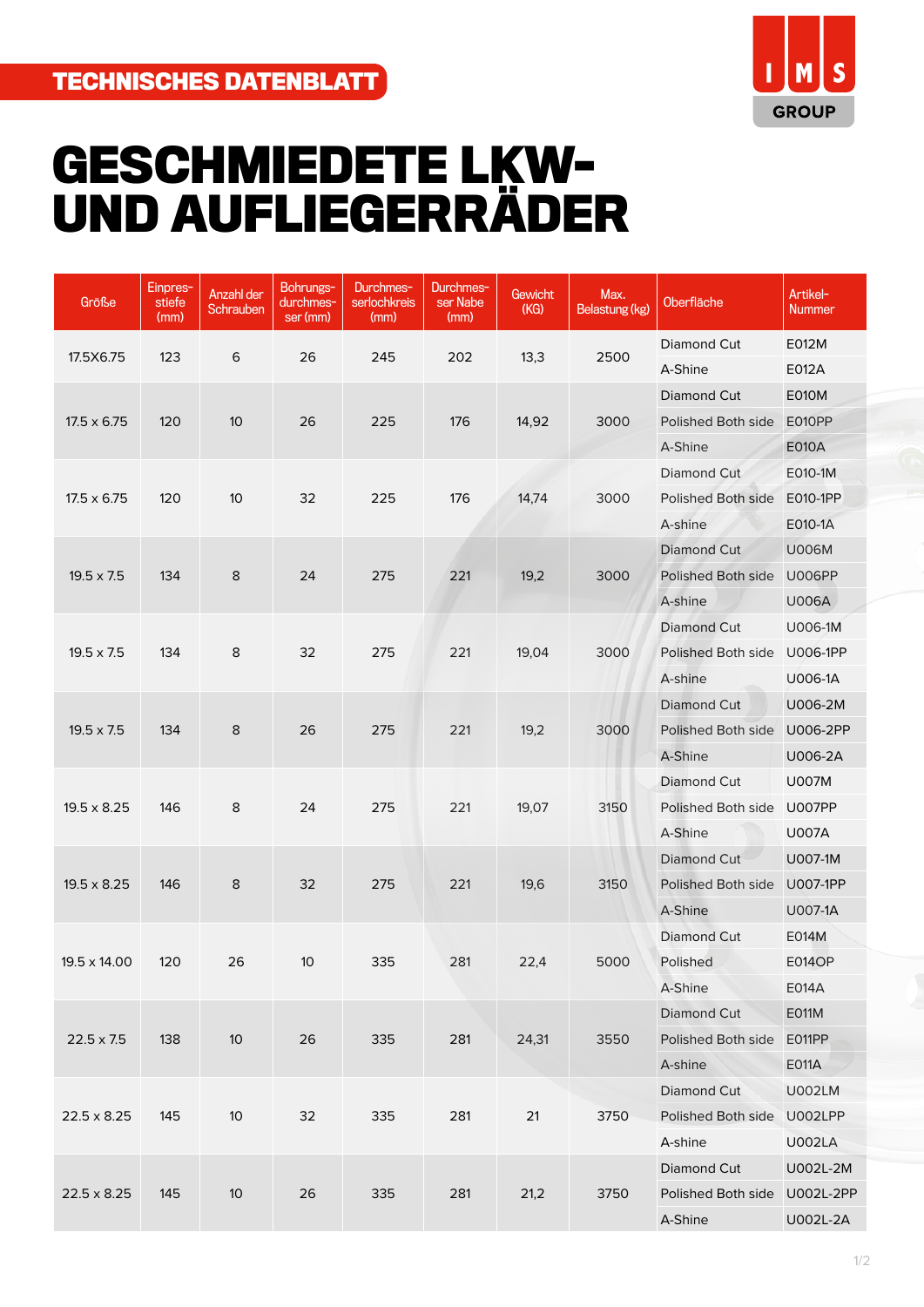TECHNISCHES DATENBLATT

IMS GROUP

# GESCHMIEDETE LKW- UND AUFLIEGERRÄDER

| Größe | Einpresstiefe (mm) | Anzahl der Schrauben | Bohrungsdurchmesser (mm) | Durchmesserlochkreis (mm) | Durchmesser Nabe (mm) | Gewicht (KG) | Max. Belastung (kg) | Oberfläche | Artikel-Nummer |
|---|---|---|---|---|---|---|---|---|---|
| 17.5X6.75 | 123 | 6 | 26 | 245 | 202 | 13,3 | 2500 | Diamond Cut | E012M |
| | | | | | | | | A-Shine | E012A |
| 17.5 x 6.75 | 120 | 10 | 26 | 225 | 176 | 14,92 | 3000 | Diamond Cut | E010M |
| | | | | | | | | Polished Both side | E010PP |
| | | | | | | | | A-Shine | E010A |
| 17.5 x 6.75 | 120 | 10 | 32 | 225 | 176 | 14,74 | 3000 | Diamond Cut | E010-1M |
| | | | | | | | | Polished Both side | E010-1PP |
| | | | | | | | | A-shine | E010-1A |
| 19.5 x 7.5 | 134 | 8 | 24 | 275 | 221 | 19,2 | 3000 | Diamond Cut | U006M |
| | | | | | | | | Polished Both side | U006PP |
| | | | | | | | | A-shine | U006A |
| 19.5 x 7.5 | 134 | 8 | 32 | 275 | 221 | 19,04 | 3000 | Diamond Cut | U006-1M |
| | | | | | | | | Polished Both side | U006-1PP |
| | | | | | | | | A-shine | U006-1A |
| 19.5 x 7.5 | 134 | 8 | 26 | 275 | 221 | 19,2 | 3000 | Diamond Cut | U006-2M |
| | | | | | | | | Polished Both side | U006-2PP |
| | | | | | | | | A-Shine | U006-2A |
| 19.5 x 8.25 | 146 | 8 | 24 | 275 | 221 | 19,07 | 3150 | Diamond Cut | U007M |
| | | | | | | | | Polished Both side | U007PP |
| | | | | | | | | A-Shine | U007A |
| 19.5 x 8.25 | 146 | 8 | 32 | 275 | 221 | 19,6 | 3150 | Diamond Cut | U007-1M |
| | | | | | | | | Polished Both side | U007-1PP |
| | | | | | | | | A-Shine | U007-1A |
| 19.5 x 14.00 | 120 | 26 | 10 | 335 | 281 | 22,4 | 5000 | Diamond Cut | E014M |
| | | | | | | | | Polished | E014OP |
| | | | | | | | | A-Shine | E014A |
| 22.5 x 7.5 | 138 | 10 | 26 | 335 | 281 | 24,31 | 3550 | Diamond Cut | E011M |
| | | | | | | | | Polished Both side | E011PP |
| | | | | | | | | A-shine | E011A |
| 22.5 x 8.25 | 145 | 10 | 32 | 335 | 281 | 21 | 3750 | Diamond Cut | U002LM |
| | | | | | | | | Polished Both side | U002LPP |
| | | | | | | | | A-shine | U002LA |
| 22.5 x 8.25 | 145 | 10 | 26 | 335 | 281 | 21,2 | 3750 | Diamond Cut | U002L-2M |
| | | | | | | | | Polished Both side | U002L-2PP |
| | | | | | | | | A-Shine | U002L-2A |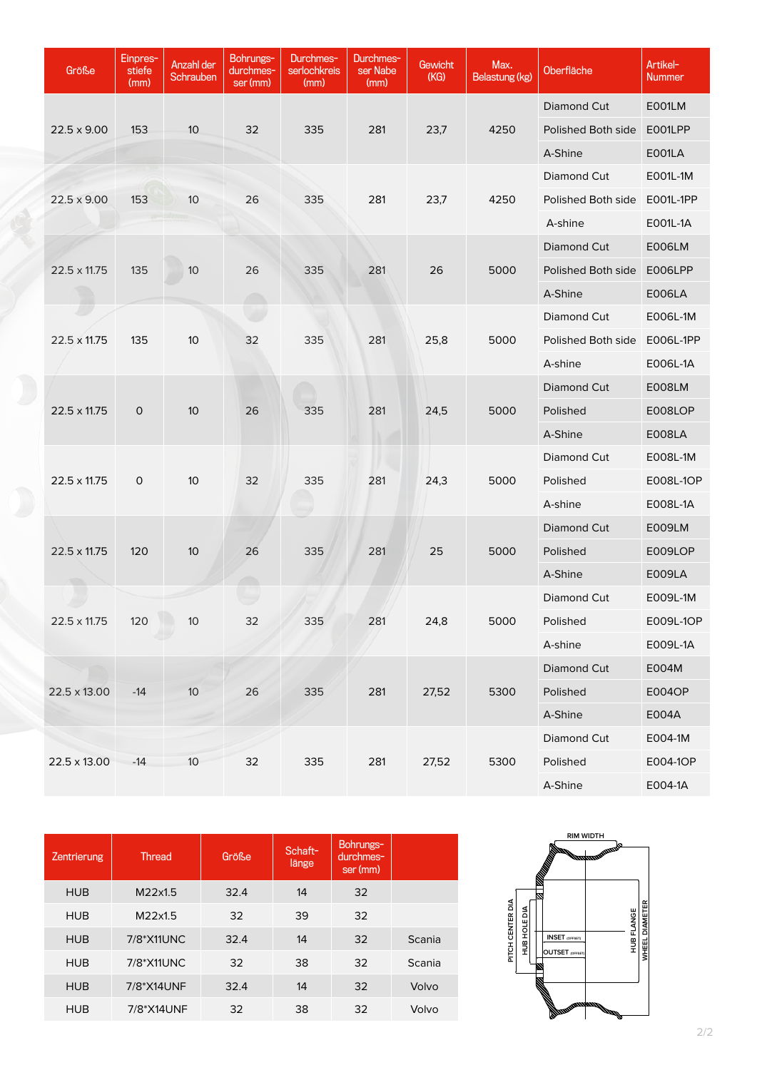| Größe | Einpres-stiefe (mm) | Anzahl der Schrauben | Bohrungs-durchmes-ser (mm) | Durchmes-serlochkreis (mm) | Durchmes-ser Nabe (mm) | Gewicht (KG) | Max. Belastung (kg) | Oberfläche | Artikel-Nummer |
|---|---|---|---|---|---|---|---|---|---|
| 22.5 x 9.00 | 153 | 10 | 32 | 335 | 281 | 23,7 | 4250 | Diamond Cut | E001LM |
| | | | | | | | | Polished Both side | E001LPP |
| | | | | | | | | A-Shine | E001LA |
| 22.5 x 9.00 | 153 | 10 | 26 | 335 | 281 | 23,7 | 4250 | Diamond Cut | E001L-1M |
| | | | | | | | | Polished Both side | E001L-1PP |
| | | | | | | | | A-shine | E001L-1A |
| 22.5 x 11.75 | 135 | 10 | 26 | 335 | 281 | 26 | 5000 | Diamond Cut | E006LM |
| | | | | | | | | Polished Both side | E006LPP |
| | | | | | | | | A-Shine | E006LA |
| 22.5 x 11.75 | 135 | 10 | 32 | 335 | 281 | 25,8 | 5000 | Diamond Cut | E006L-1M |
| | | | | | | | | Polished Both side | E006L-1PP |
| | | | | | | | | A-shine | E006L-1A |
| 22.5 x 11.75 | 0 | 10 | 26 | 335 | 281 | 24,5 | 5000 | Diamond Cut | E008LM |
| | | | | | | | | Polished | E008LOP |
| | | | | | | | | A-Shine | E008LA |
| 22.5 x 11.75 | 0 | 10 | 32 | 335 | 281 | 24,3 | 5000 | Diamond Cut | E008L-1M |
| | | | | | | | | Polished | E008L-1OP |
| | | | | | | | | A-shine | E008L-1A |
| 22.5 x 11.75 | 120 | 10 | 26 | 335 | 281 | 25 | 5000 | Diamond Cut | E009LM |
| | | | | | | | | Polished | E009LOP |
| | | | | | | | | A-Shine | E009LA |
| 22.5 x 11.75 | 120 | 10 | 32 | 335 | 281 | 24,8 | 5000 | Diamond Cut | E009L-1M |
| | | | | | | | | Polished | E009L-1OP |
| | | | | | | | | A-shine | E009L-1A |
| 22.5 x 13.00 | -14 | 10 | 26 | 335 | 281 | 27,52 | 5300 | Diamond Cut | E004M |
| | | | | | | | | Polished | E004OP |
| | | | | | | | | A-Shine | E004A |
| 22.5 x 13.00 | -14 | 10 | 32 | 335 | 281 | 27,52 | 5300 | Diamond Cut | E004-1M |
| | | | | | | | | Polished | E004-1OP |
| | | | | | | | | A-Shine | E004-1A |

| Zentrierung | Thread | Größe | Schaft-länge | Bohrungs-durchmes-ser (mm) | |
|---|---|---|---|---|---|
| HUB | M22x1.5 | 32.4 | 14 | 32 | |
| HUB | M22x1.5 | 32 | 39 | 32 | |
| HUB | 7/8*X11UNC | 32.4 | 14 | 32 | Scania |
| HUB | 7/8*X11UNC | 32 | 38 | 32 | Scania |
| HUB | 7/8*X14UNF | 32.4 | 14 | 32 | Volvo |
| HUB | 7/8*X14UNF | 32 | 38 | 32 | Volvo |

RIM WIDTH
PITCH CENTER DIA
HUB HOLE DIA
INSET (OFFSET)
OUTSET (OFFSET)
HUB FLANGE
WHEEL DIAMETER